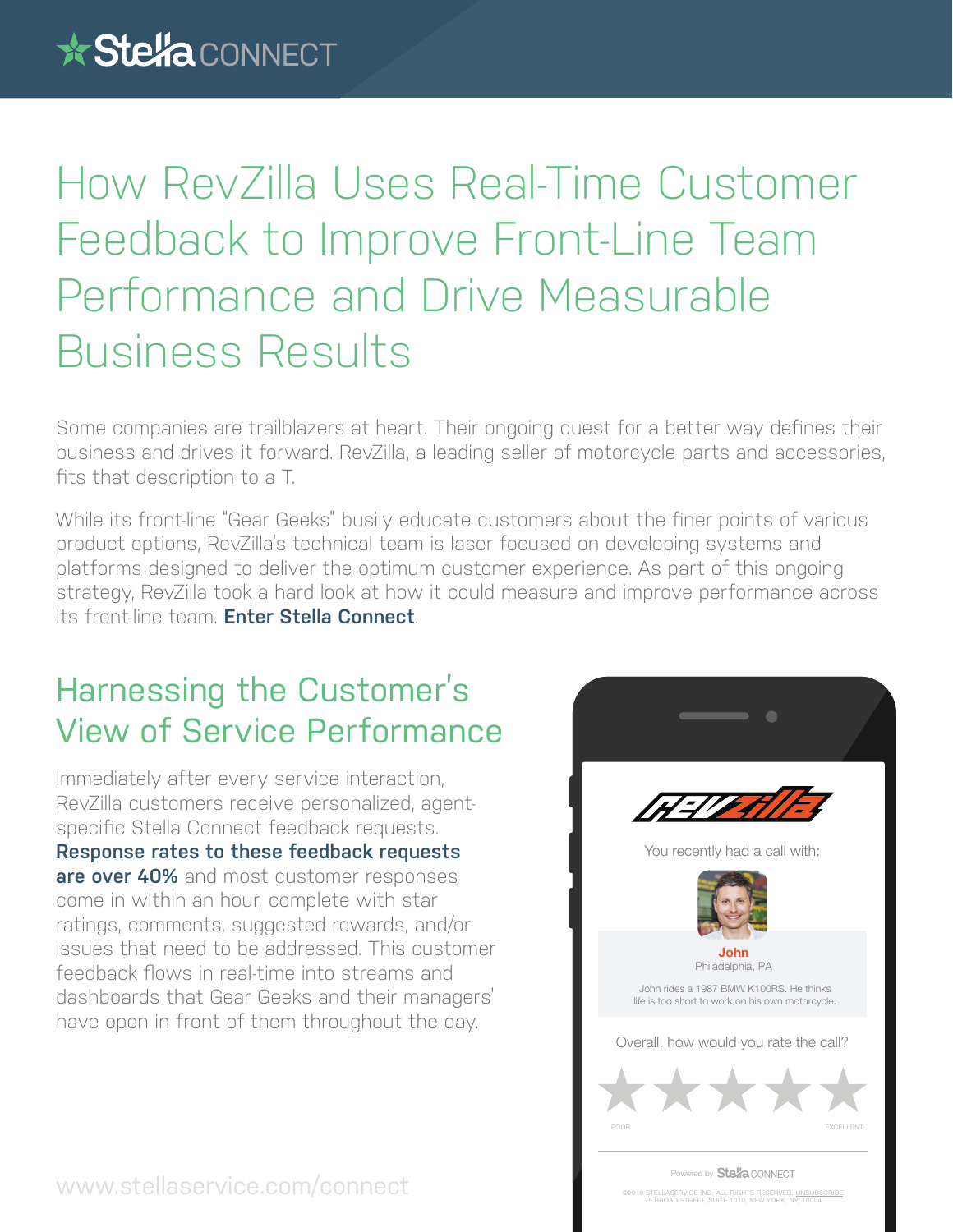# How RevZilla Uses Real-Time Customer Feedback to Improve Front-Line Team Performance and Drive Measurable Business Results

Some companies are trailblazers at heart. Their ongoing quest for a better way defines their business and drives it forward. RevZilla, a leading seller of motorcycle parts and accessories, fits that description to a T.

While its front-line "Gear Geeks" busily educate customers about the finer points of various product options, RevZilla's technical team is laser focused on developing systems and platforms designed to deliver the optimum customer experience. As part of this ongoing strategy, RevZilla took a hard look at how it could measure and improve performance across its front-line team. **Enter Stella Connect**.

## Harnessing the Customer's View of Service Performance

Immediately after every service interaction, RevZilla customers receive personalized, agent-specific Stella Connect feedback requests. **Response rates to these feedback requests are over 40%** and most customer responses come in within an hour, complete with star ratings, comments, suggested rewards, and/or issues that need to be addressed. This customer feedback flows in real-time into streams and dashboards that Gear Geeks and their managers' have open in front of them throughout the day.

You recently had a call with:

**John**
Philadelphia, PA

John rides a 1987 BMW K100RS. He thinks life is too short to work on his own motorcycle.

Overall, how would you rate the call?

POOR — EXCELLENT

Powered by Stella CONNECT

©2018 STELLASERVICE INC. ALL RIGHTS RESERVED. UNSUBSCRIBE
75 BROAD STREET, SUITE 1010, NEW YORK, NY, 10004

www.stellaservice.com/connect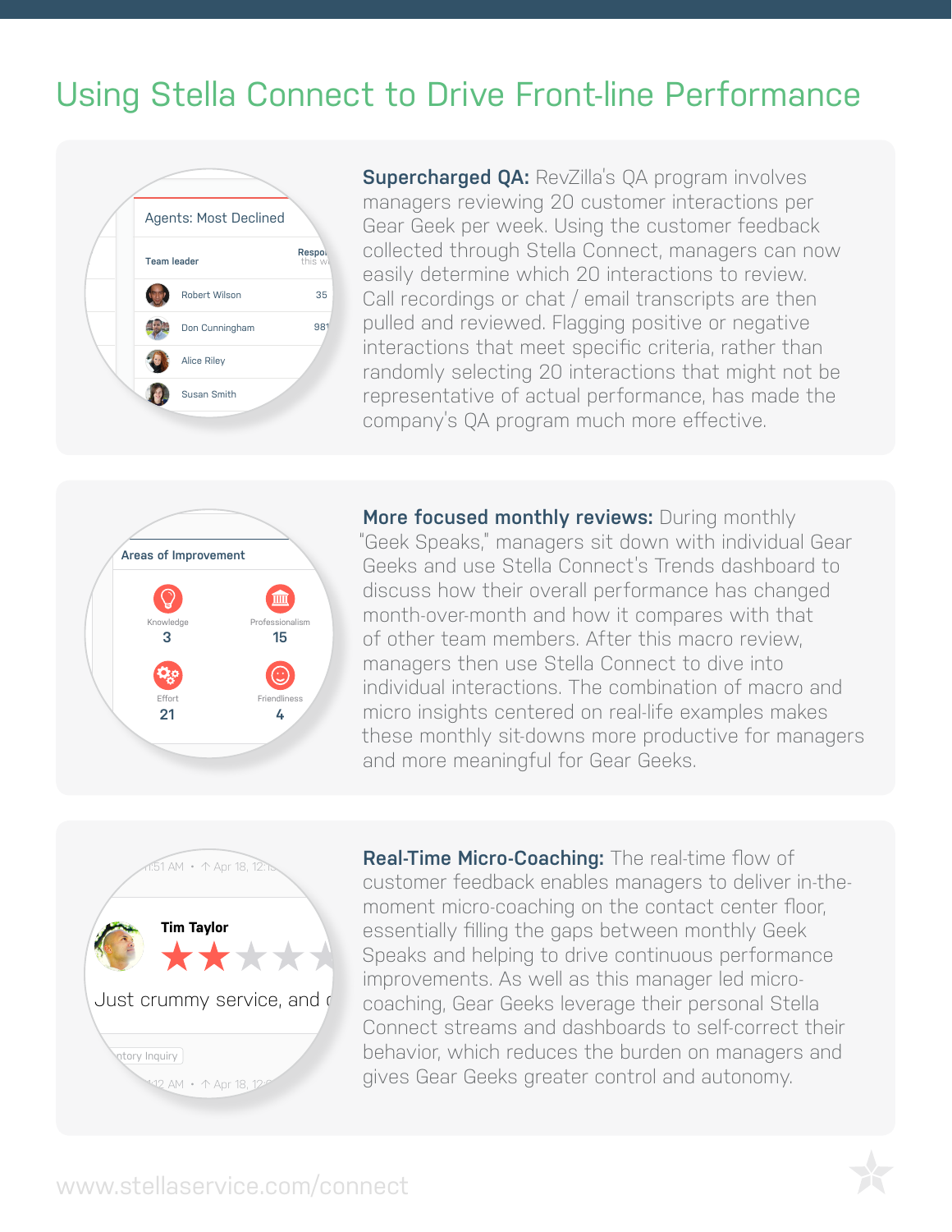# Using Stella Connect to Drive Front-line Performance

**Supercharged QA:** RevZilla's QA program involves managers reviewing 20 customer interactions per Gear Geek per week. Using the customer feedback collected through Stella Connect, managers can now easily determine which 20 interactions to review. Call recordings or chat / email transcripts are then pulled and reviewed. Flagging positive or negative interactions that meet specific criteria, rather than randomly selecting 20 interactions that might not be representative of actual performance, has made the company's QA program much more effective.

**More focused monthly reviews:** During monthly "Geek Speaks," managers sit down with individual Gear Geeks and use Stella Connect's Trends dashboard to discuss how their overall performance has changed month-over-month and how it compares with that of other team members. After this macro review, managers then use Stella Connect to dive into individual interactions. The combination of macro and micro insights centered on real-life examples makes these monthly sit-downs more productive for managers and more meaningful for Gear Geeks.

**Real-Time Micro-Coaching:** The real-time flow of customer feedback enables managers to deliver in-the-moment micro-coaching on the contact center floor, essentially filling the gaps between monthly Geek Speaks and helping to drive continuous performance improvements. As well as this manager led micro-coaching, Gear Geeks leverage their personal Stella Connect streams and dashboards to self-correct their behavior, which reduces the burden on managers and gives Gear Geeks greater control and autonomy.

www.stellaservice.com/connect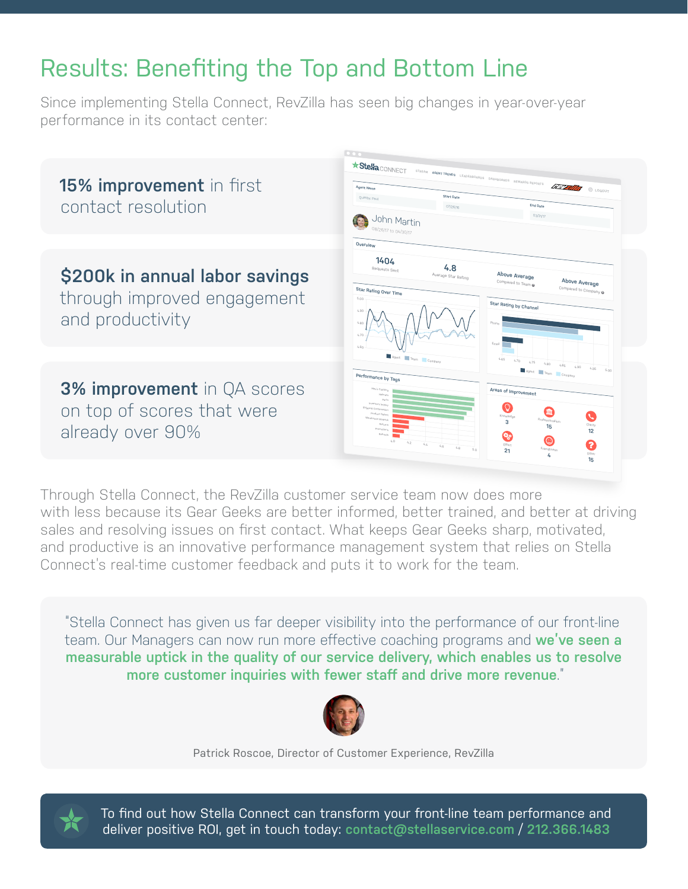# Results: Benefiting the Top and Bottom Line

Since implementing Stella Connect, RevZilla has seen big changes in year-over-year performance in its contact center:

**15% improvement** in first contact resolution

**$200k in annual labor savings** through improved engagement and productivity

**3% improvement** in QA scores on top of scores that were already over 90%

Through Stella Connect, the RevZilla customer service team now does more with less because its Gear Geeks are better informed, better trained, and better at driving sales and resolving issues on first contact. What keeps Gear Geeks sharp, motivated, and productive is an innovative performance management system that relies on Stella Connect's real-time customer feedback and puts it to work for the team.

> "Stella Connect has given us far deeper visibility into the performance of our front-line team. Our Managers can now run more effective coaching programs and **we've seen a measurable uptick in the quality of our service delivery, which enables us to resolve more customer inquiries with fewer staff and drive more revenue**."
>
> Patrick Roscoe, Director of Customer Experience, RevZilla

To find out how Stella Connect can transform your front-line team performance and deliver positive ROI, get in touch today: contact@stellaservice.com / 212.366.1483